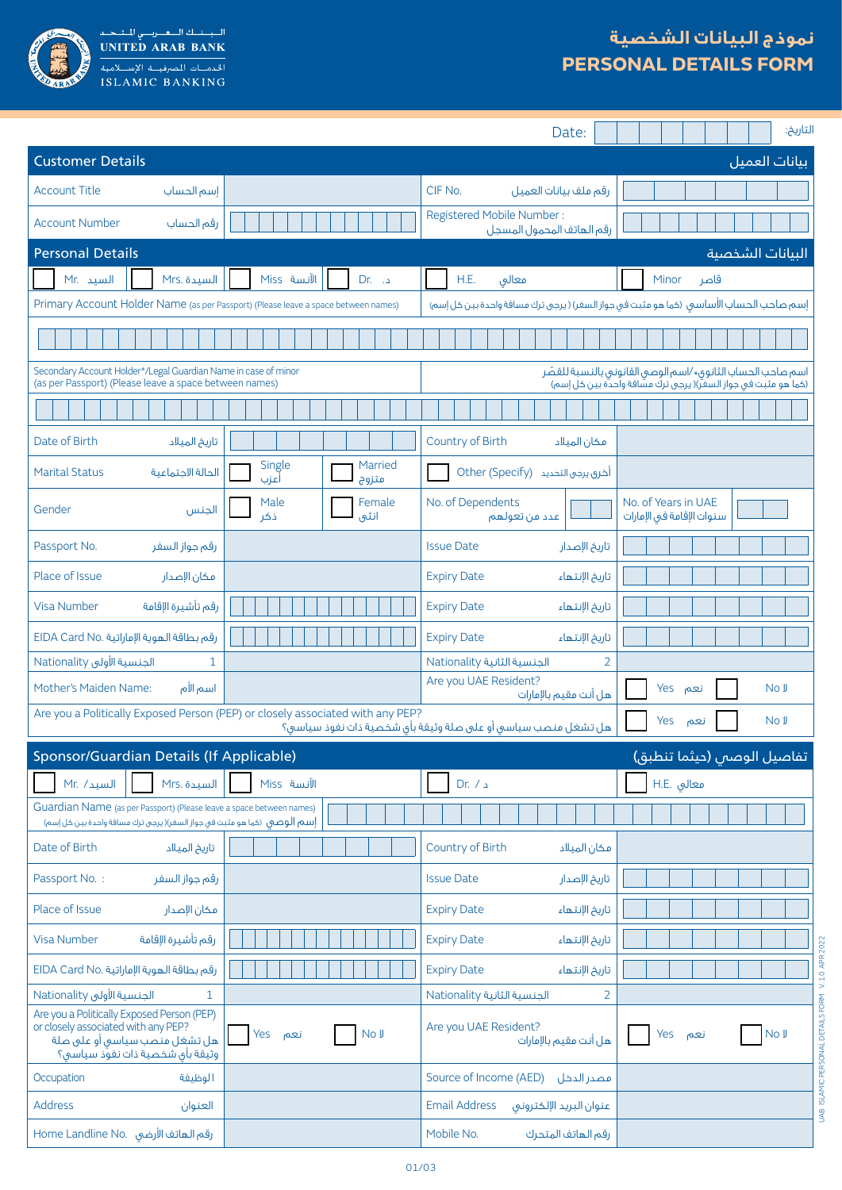البـنـك الـعـربـي المتـحـد
UNITED ARAB BANK
الخدمات المصرفية الإسلامية
ISLAMIC BANKING

# نموذج البيانات الشخصية
# PERSONAL DETAILS FORM

Date: التاريخ:

## Customer Details بيانات العميل

| | | | |
|---|---|---|---|
| Account Title إسم الحساب | | CIF No. رقم ملف بيانات العميل | |
| Account Number رقم الحساب | | Registered Mobile Number : رقم الهاتف المحمول المسجل | |

## Personal Details البيانات الشخصية

☐ Mr. السيد ☐ Mrs. السيدة ☐ Miss الآنسة ☐ Dr. د. ☐ H.E. معالي ☐ Minor قاصر

Primary Account Holder Name (as per Passport) (Please leave a space between names) إسم صاحب الحساب الأساسي (كما هو مثبت في جواز السفر) ( يرجى ترك مسافة واحدة بين كل إسم)

Secondary Account Holder*/Legal Guardian Name in case of minor (as per Passport) (Please leave a space between names) اسم صاحب الحساب الثانوي*/اسم الوصي القانوني بالنسبة للقصّر (كما هو مثبت في جواز السفر)( يرجى ترك مسافة واحدة بين كل إسم)

| | | | |
|---|---|---|---|
| Date of Birth تاريخ الميلاد | | Country of Birth مكان الميلاد | |
| Marital Status الحالة الاجتماعية | ☐ Single أعزب ☐ Married متزوج | ☐ Other (Specify) أخرى يرجى التحديد | |
| Gender الجنس | ☐ Male ذكر ☐ Female انثى | No. of Dependents عدد من تعولهم | No. of Years in UAE سنوات الإقامة في الإمارات |
| Passport No. رقم جواز السفر | | Issue Date تاريخ الإصدار | |
| Place of Issue مكان الإصدار | | Expiry Date تاريخ الإنتهاء | |
| Visa Number رقم تأشيرة الإقامة | | Expiry Date تاريخ الإنتهاء | |
| EIDA Card No. رقم بطاقة الهوية الإماراتية | | Expiry Date تاريخ الإنتهاء | |
| Nationality الجنسية الأولى 1 | | Nationality الجنسية الثانية 2 | |
| Mother's Maiden Name: اسم الأم | | Are you UAE Resident? هل أنت مقيم بالإمارات | ☐ Yes نعم ☐ No لا |

Are you a Politically Exposed Person (PEP) or closely associated with any PEP? هل تشغل منصب سياسي أو على صلة وثيقة بأي شخصية ذات نفوذ سياسي؟ ☐ Yes نعم ☐ No لا

## Sponsor/Guardian Details (If Applicable) تفاصيل الوصي (حيثما تنطبق)

☐ Mr. /السيد ☐ Mrs. السيدة ☐ Miss الآنسة ☐ Dr. / د ☐ H.E. معالي

Guardian Name (as per Passport) (Please leave a space between names) إسم الوصي (كما هو مثبت في جواز السفر)( يرجى ترك مسافة واحدة بين كل إسم)

| | | | |
|---|---|---|---|
| Date of Birth تاريخ الميلاد | | Country of Birth مكان الميلاد | |
| Passport No. : رقم جواز السفر | | Issue Date تاريخ الإصدار | |
| Place of Issue مكان الإصدار | | Expiry Date تاريخ الإنتهاء | |
| Visa Number رقم تأشيرة الإقامة | | Expiry Date تاريخ الإنتهاء | |
| EIDA Card No. رقم بطاقة الهوية الإماراتية | | Expiry Date تاريخ الإنتهاء | |
| Nationality الجنسية الأولى 1 | | Nationality الجنسية الثانية 2 | |
| Are you a Politically Exposed Person (PEP) or closely associated with any PEP? هل تشغل منصب سياسي أو على صلة وثيقة بأي شخصية ذات نفوذ سياسي؟ | ☐ Yes نعم ☐ No لا | Are you UAE Resident? هل أنت مقيم بالإمارات | ☐ Yes نعم ☐ No لا |
| Occupation الوظيفة | | Source of Income (AED) مصدر الدخل | |
| Address العنوان | | Email Address عنوان البريد الإلكتروني | |
| Home Landline No. رقم الهاتف الأرضي | | Mobile No. رقم الهاتف المتحرك | |

UAB ISLAMIC PERSONAL DETAILS FORM V 1.0 APR 2022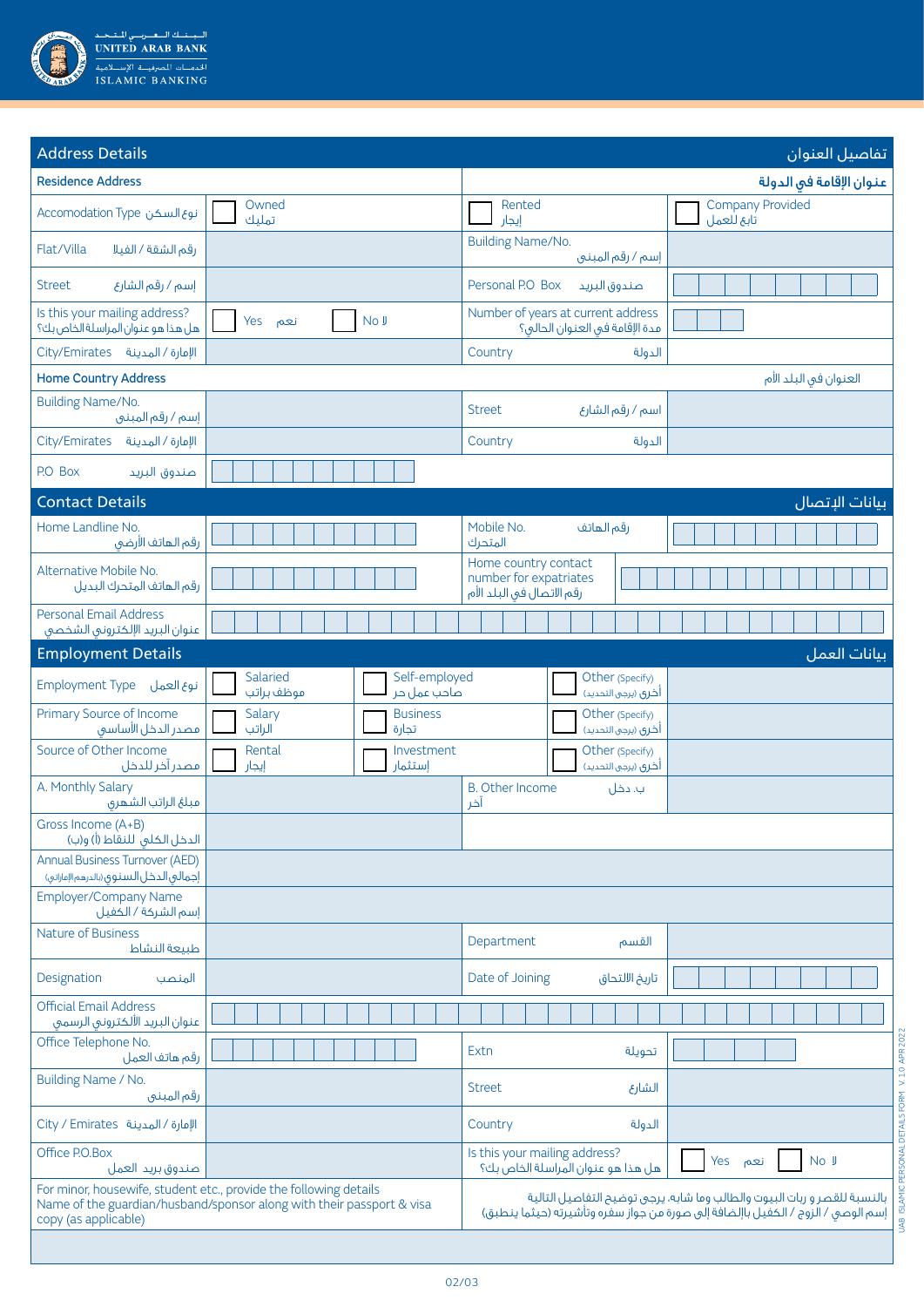United Arab Bank – Islamic Banking

## Address Details / تفاصيل العنوان

### Residence Address / عنوان الإقامة في الدولة

| | | | |
|---|---|---|---|
| Accomodation Type نوع السكن | ☐ Owned تمليك | ☐ Rented إيجار | ☐ Company Provided تابع للعمل |
| Flat/Villa رقم الشقة / الفيلا | | Building Name/No. إسم / رقم المبنى | |
| Street إسم / رقم الشارع | | Personal P.O Box صندوق البريد | |
| Is this your mailing address? هل هذا هو عنوان المراسلة الخاص بك؟ | ☐ Yes نعم ☐ No لا | Number of years at current address مدة الإقامة في العنوان الحالي؟ | |
| City/Emirates المدينة / الإمارة | | Country الدولة | |

### Home Country Address / العنوان في البلد الأم

| | | | |
|---|---|---|---|
| Building Name/No. إسم / رقم المبنى | | Street إسم / رقم الشارع | |
| City/Emirates المدينة / الإمارة | | Country الدولة | |
| P.O Box صندوق البريد | | | |

## Contact Details / بيانات الإتصال

| | | | |
|---|---|---|---|
| Home Landline No. رقم الهاتف الأرضي | | Mobile No. رقم الهاتف المتحرك | |
| Alternative Mobile No. رقم الهاتف المتحرك البديل | | Home country contact number for expatriates رقم الاتصال في البلد الأم | |
| Personal Email Address عنوان البريد الإلكتروني الشخصي | | | |

## Employment Details / بيانات العمل

| | | | | |
|---|---|---|---|---|
| Employment Type نوع العمل | ☐ Salaried موظف براتب | ☐ Self-employed صاحب عمل حر | ☐ Other (Specify) أخرى (يرجى التحديد) | |
| Primary Source of Income مصدر الدخل الأساسي | ☐ Salary الراتب | ☐ Business تجارة | ☐ Other (Specify) أخرى (يرجى التحديد) | |
| Source of Other Income مصدر آخر للدخل | ☐ Rental إيجار | ☐ Investment إستثمار | ☐ Other (Specify) أخرى (يرجى التحديد) | |

| | | | |
|---|---|---|---|
| A. Monthly Salary مبلغ الراتب الشهري | | B. Other Income ب. دخل آخر | |
| Gross Income (A+B) الدخل الكلي للنقاط (أ) و(ب) | | | |
| Annual Business Turnover (AED) إجمالي الدخل السنوي (بالدرهم الإماراتي) | | | |
| Employer/Company Name إسم الشركة / الكفيل | | | |
| Nature of Business طبيعة النشاط | | Department القسم | |
| Designation المنصب | | Date of Joining تاريخ الالتحاق | |
| Official Email Address عنوان البريد الالكتروني الرسمي | | | |
| Office Telephone No. رقم هاتف العمل | | Extn تحويلة | |
| Building Name / No. رقم المبنى | | Street الشارع | |
| City / Emirates المدينة / الإمارة | | Country الدولة | |
| Office P.O.Box صندوق بريد العمل | | Is this your mailing address? هل هذا هو عنوان المراسلة الخاص بك؟ | ☐ Yes نعم ☐ No لا |

For minor, housewife, student etc., provide the following details
Name of the guardian/husband/sponsor along with their passport & visa copy (as applicable)

بالنسبة للقصر و ربات البيوت والطالب وما شابه، يرجى توضيح التفاصيل التالية
إسم الوصي / الزوج / الكفيل بالإضافة إلى صورة من جواز سفره وتأشيرته (حيثما ينطبق)

UAB ISLAMIC PERSONAL DETAILS FORM V 1.0 APR 2022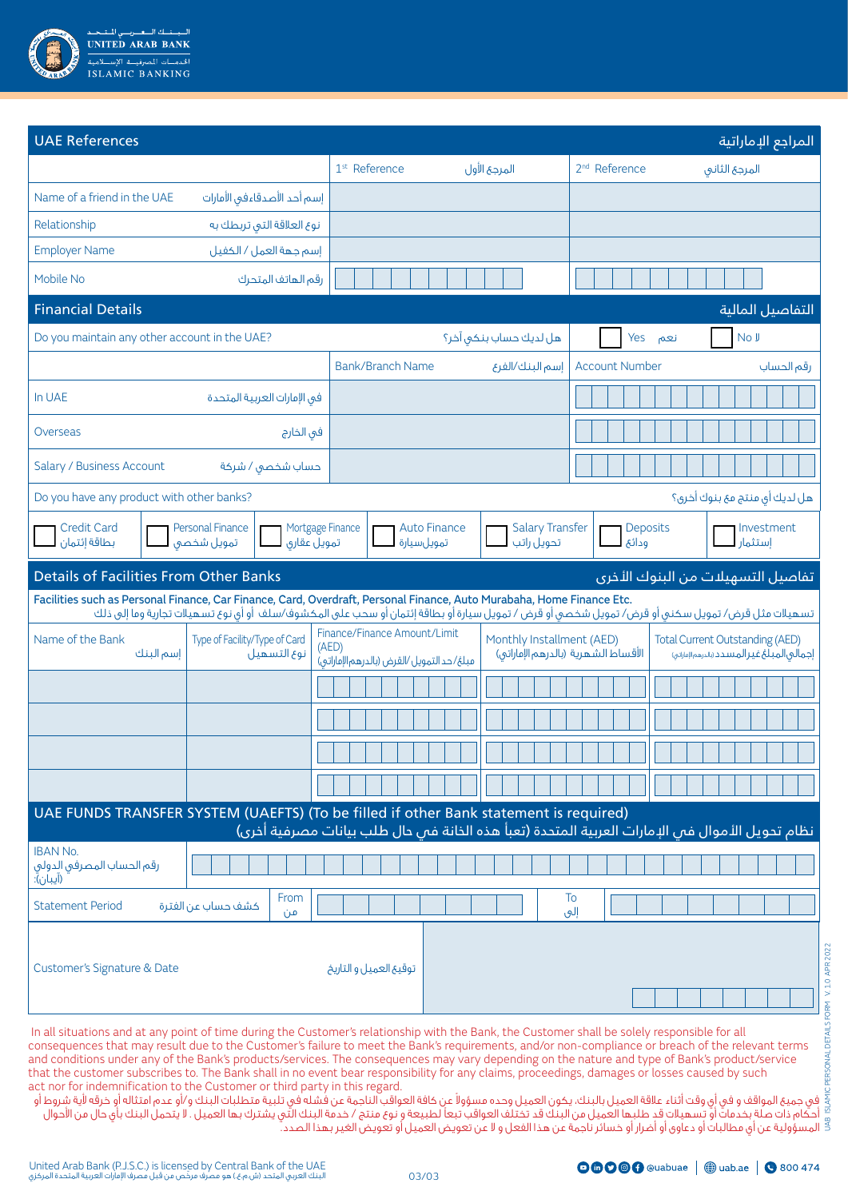UNITED ARAB BANK
ISLAMIC BANKING

## UAE References — المراجع الإماراتية

| | 1st Reference المرجع الأول | 2nd Reference المرجع الثاني |
|---|---|---|
| Name of a friend in the UAE إسم أحد الأصدقاء في الأمارات | | |
| Relationship نوع العلاقة التي تربطك به | | |
| Employer Name إسم جهة العمل / الكفيل | | |
| Mobile No رقم الهاتف المتحرك | | |

## Financial Details — التفاصيل المالية

Do you maintain any other account in the UAE? هل لديك حساب بنكي آخر؟ ☐ Yes نعم ☐ No لا

| | Bank/Branch Name إسم البنك/الفرع | Account Number رقم الحساب |
|---|---|---|
| In UAE في الإمارات العربية المتحدة | | |
| Overseas في الخارج | | |
| Salary / Business Account حساب شخصي / شركة | | |

Do you have any product with other banks? هل لديك أي منتج مع بنوك أخرى؟

☐ Credit Card بطاقة إئتمان ☐ Personal Finance تمويل شخصي ☐ Mortgage Finance تمويل عقاري ☐ Auto Finance تمويل سيارة ☐ Salary Transfer تحويل راتب ☐ Deposits ودائع ☐ Investment إستثمار

## Details of Facilities From Other Banks — تفاصيل التسهيلات من البنوك الأخرى

**Facilities such as Personal Finance, Car Finance, Card, Overdraft, Personal Finance, Auto Murabaha, Home Finance Etc.**

تسهيلات مثل قرض/ تمويل سكني أو قرض/ تمويل شخصي أو قرض / تمويل سيارة أو بطاقة إئتمان أو سحب على المكشوف/سلف أو أي نوع تسهيلات تجارية وما إلى ذلك

| Name of the Bank إسم البنك | Type of Facility/Type of Card نوع التسهيل | Finance/Finance Amount/Limit (AED) مبلغ/حد التمويل/القرض (بالدرهم الإماراتي) | Monthly Installment (AED) الأقساط الشهرية (بالدرهم الإماراتي) | Total Current Outstanding (AED) إجمالي المبلغ غير المسدد (بالدرهم الإماراتي) |
|---|---|---|---|---|
| | | | | |
| | | | | |
| | | | | |
| | | | | |

## UAE FUNDS TRANSFER SYSTEM (UAEFTS) (To be filled if other Bank statement is required)

نظام تحويل الأموال في الإمارات العربية المتحدة (تعبأ هذه الخانة في حال طلب بيانات مصرفية أخرى)

| | | | |
|---|---|---|---|
| IBAN No. رقم الحساب المصرفي الدولي (أيبان): | | | |
| Statement Period كشف حساب عن الفترة | From من | To إلى | |

Customer's Signature & Date توقيع العميل و التاريخ

In all situations and at any point of time during the Customer's relationship with the Bank, the Customer shall be solely responsible for all consequences that may result due to the Customer's failure to meet the Bank's requirements, and/or non-compliance or breach of the relevant terms and conditions under any of the Bank's products/services. The consequences may vary depending on the nature and type of Bank's product/service that the customer subscribes to. The Bank shall in no event bear responsibility for any claims, proceedings, damages or losses caused by such act nor for indemnification to the Customer or third party in this regard.

في جميع المواقف و في أي وقت أثناء علاقة العميل بالبنك، يكون العميل وحده مسؤولاً عن كافة العواقب الناجمة عن فشله في تلبية متطلبات البنك و/أو عدم امتثاله أو خرقه لأية شروط أو أحكام ذات صلة بخدمات أو تسهيلات قد طلبها العميل من البنك قد تختلف العواقب تبعاً لطبيعة و نوع منتج / خدمة البنك التي يشترك بها العميل . لا يتحمل البنك بأي حال من الأحوال المسؤولية عن أي مطالبات أو دعاوى أو أضرار أو خسائر ناجمة عن هذا الفعل و لا عن تعويض العميل أو تعويض الغير بهذا الصدد.

UAB ISLAMIC PERSONAL DETAILS FORM V 1.0 APR 2022

United Arab Bank (P.J.S.C.) is licensed by Central Bank of the UAE
البنك العربي المتحد (ش.م.ع.) هو مصرف مرخص من قبل مصرف الإمارات العربية المتحدة المركزي

@uabuae | uab.ae | 800 474